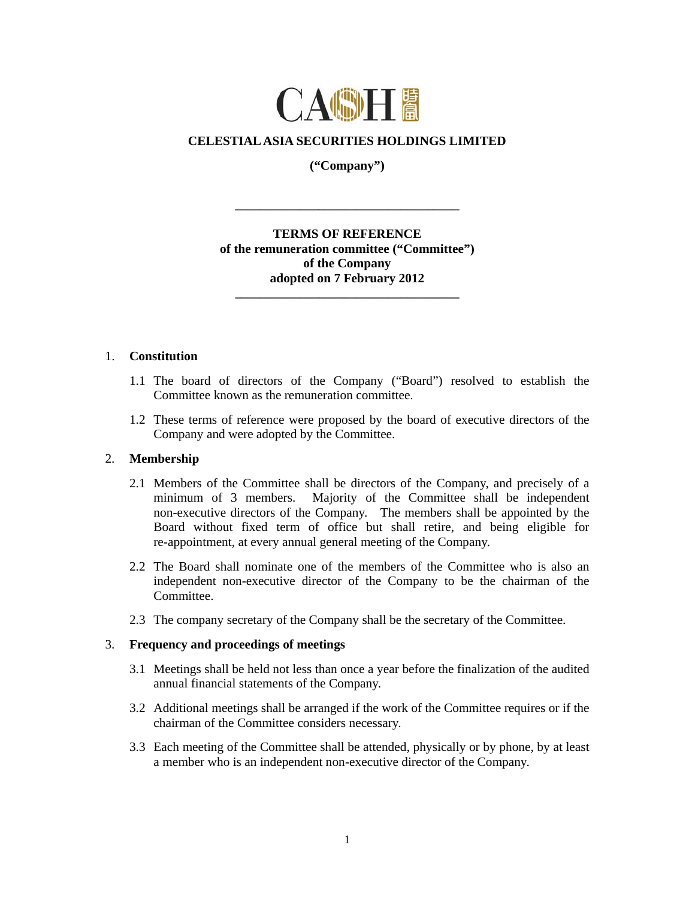**CELESTIAL ASIA SECURITIES HOLDINGS LIMITED**

**("Company")**

---

**TERMS OF REFERENCE**
**of the remuneration committee ("Committee")**
**of the Company**
**adopted on 7 February 2012**

---

1. **Constitution**

   1.1 The board of directors of the Company ("Board") resolved to establish the Committee known as the remuneration committee.

   1.2 These terms of reference were proposed by the board of executive directors of the Company and were adopted by the Committee.

2. **Membership**

   2.1 Members of the Committee shall be directors of the Company, and precisely of a minimum of 3 members. Majority of the Committee shall be independent non-executive directors of the Company. The members shall be appointed by the Board without fixed term of office but shall retire, and being eligible for re-appointment, at every annual general meeting of the Company.

   2.2 The Board shall nominate one of the members of the Committee who is also an independent non-executive director of the Company to be the chairman of the Committee.

   2.3 The company secretary of the Company shall be the secretary of the Committee.

3. **Frequency and proceedings of meetings**

   3.1 Meetings shall be held not less than once a year before the finalization of the audited annual financial statements of the Company.

   3.2 Additional meetings shall be arranged if the work of the Committee requires or if the chairman of the Committee considers necessary.

   3.3 Each meeting of the Committee shall be attended, physically or by phone, by at least a member who is an independent non-executive director of the Company.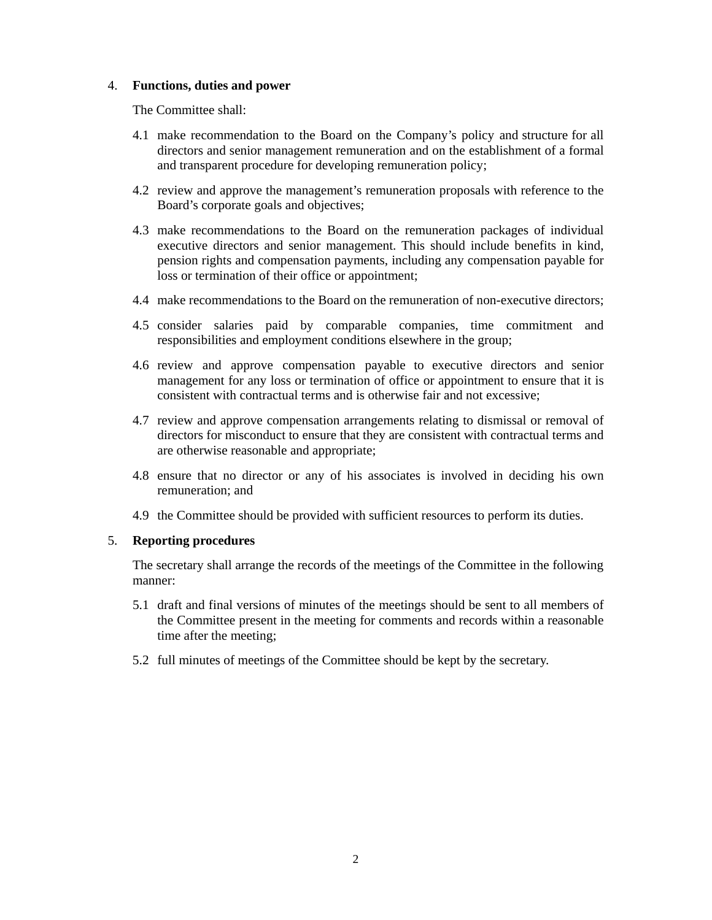4. **Functions, duties and power**

   The Committee shall:

   4.1 make recommendation to the Board on the Company's policy and structure for all directors and senior management remuneration and on the establishment of a formal and transparent procedure for developing remuneration policy;

   4.2 review and approve the management's remuneration proposals with reference to the Board's corporate goals and objectives;

   4.3 make recommendations to the Board on the remuneration packages of individual executive directors and senior management. This should include benefits in kind, pension rights and compensation payments, including any compensation payable for loss or termination of their office or appointment;

   4.4 make recommendations to the Board on the remuneration of non-executive directors;

   4.5 consider salaries paid by comparable companies, time commitment and responsibilities and employment conditions elsewhere in the group;

   4.6 review and approve compensation payable to executive directors and senior management for any loss or termination of office or appointment to ensure that it is consistent with contractual terms and is otherwise fair and not excessive;

   4.7 review and approve compensation arrangements relating to dismissal or removal of directors for misconduct to ensure that they are consistent with contractual terms and are otherwise reasonable and appropriate;

   4.8 ensure that no director or any of his associates is involved in deciding his own remuneration; and

   4.9 the Committee should be provided with sufficient resources to perform its duties.

5. **Reporting procedures**

   The secretary shall arrange the records of the meetings of the Committee in the following manner:

   5.1 draft and final versions of minutes of the meetings should be sent to all members of the Committee present in the meeting for comments and records within a reasonable time after the meeting;

   5.2 full minutes of meetings of the Committee should be kept by the secretary.